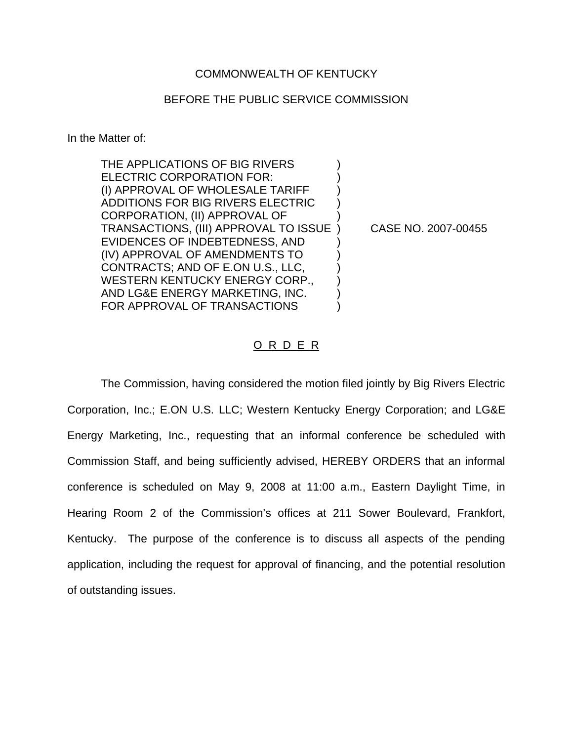COMMONWEALTH OF KENTUCKY

BEFORE THE PUBLIC SERVICE COMMISSION

In the Matter of:

THE APPLICATIONS OF BIG RIVERS ELECTRIC CORPORATION FOR: (I) APPROVAL OF WHOLESALE TARIFF ADDITIONS FOR BIG RIVERS ELECTRIC CORPORATION, (II) APPROVAL OF TRANSACTIONS, (III) APPROVAL TO ISSUE EVIDENCES OF INDEBTEDNESS, AND (IV) APPROVAL OF AMENDMENTS TO CONTRACTS; AND OF E.ON U.S., LLC, WESTERN KENTUCKY ENERGY CORP., AND LG&E ENERGY MARKETING, INC. FOR APPROVAL OF TRANSACTIONS ) CASE NO. 2007-00455

O R D E R

The Commission, having considered the motion filed jointly by Big Rivers Electric Corporation, Inc.; E.ON U.S. LLC; Western Kentucky Energy Corporation; and LG&E Energy Marketing, Inc., requesting that an informal conference be scheduled with Commission Staff, and being sufficiently advised, HEREBY ORDERS that an informal conference is scheduled on May 9, 2008 at 11:00 a.m., Eastern Daylight Time, in Hearing Room 2 of the Commission's offices at 211 Sower Boulevard, Frankfort, Kentucky. The purpose of the conference is to discuss all aspects of the pending application, including the request for approval of financing, and the potential resolution of outstanding issues.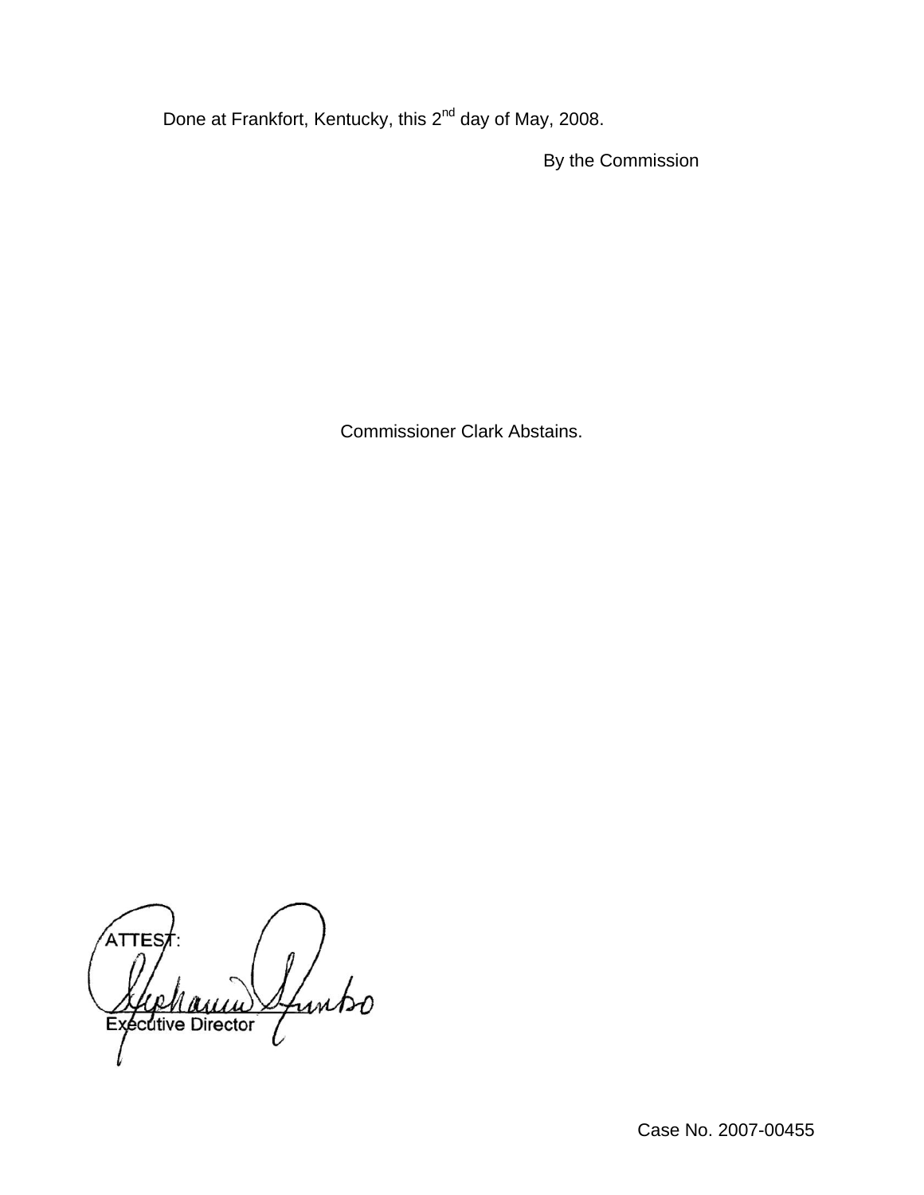Done at Frankfort, Kentucky, this 2nd day of May, 2008.

By the Commission

Commissioner Clark Abstains.

ATTEST:

Executive Director

Case No. 2007-00455